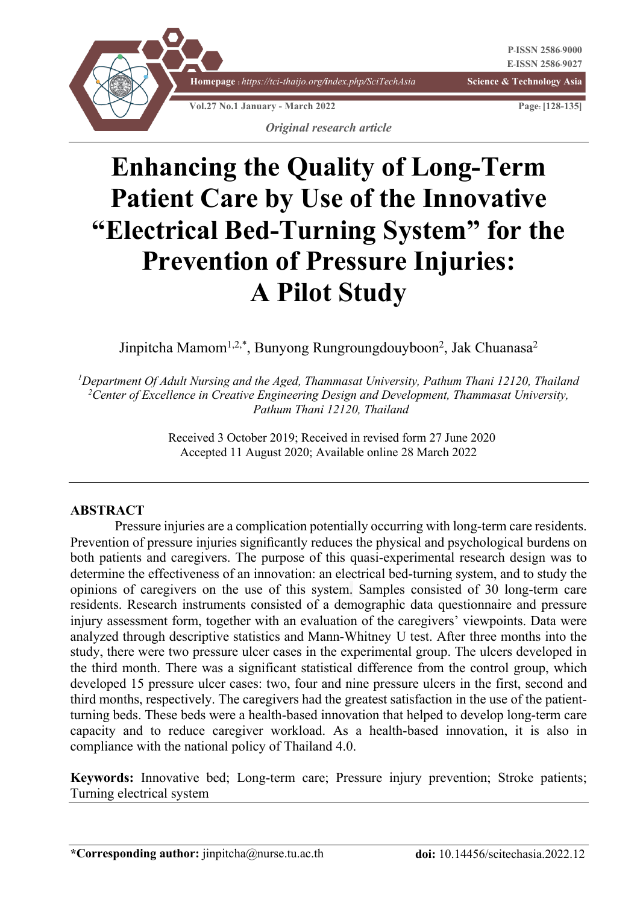*Original research article*

# Enhancing the Quality of Long-Term Patient Care by Use of the Innovative "Electrical Bed-Turning System" for the Prevention of Pressure Injuries: A Pilot Study

Jinpitcha Mamom[1,2,*], Bunyong Rungroungdouyboon[2], Jak Chuanasa[2]

*[1]Department Of Adult Nursing and the Aged, Thammasat University, Pathum Thani 12120, Thailand*
*[2]Center of Excellence in Creative Engineering Design and Development, Thammasat University, Pathum Thani 12120, Thailand*

Received 3 October 2019; Received in revised form 27 June 2020
Accepted 11 August 2020; Available online 28 March 2022

## ABSTRACT

Pressure injuries are a complication potentially occurring with long-term care residents. Prevention of pressure injuries significantly reduces the physical and psychological burdens on both patients and caregivers. The purpose of this quasi-experimental research design was to determine the effectiveness of an innovation: an electrical bed-turning system, and to study the opinions of caregivers on the use of this system. Samples consisted of 30 long-term care residents. Research instruments consisted of a demographic data questionnaire and pressure injury assessment form, together with an evaluation of the caregivers' viewpoints. Data were analyzed through descriptive statistics and Mann-Whitney U test. After three months into the study, there were two pressure ulcer cases in the experimental group. The ulcers developed in the third month. There was a significant statistical difference from the control group, which developed 15 pressure ulcer cases: two, four and nine pressure ulcers in the first, second and third months, respectively. The caregivers had the greatest satisfaction in the use of the patient-turning beds. These beds were a health-based innovation that helped to develop long-term care capacity and to reduce caregiver workload. As a health-based innovation, it is also in compliance with the national policy of Thailand 4.0.

**Keywords:** Innovative bed; Long-term care; Pressure injury prevention; Stroke patients; Turning electrical system

**\*Corresponding author:** jinpitcha@nurse.tu.ac.th

**doi:** 10.14456/scitechasia.2022.12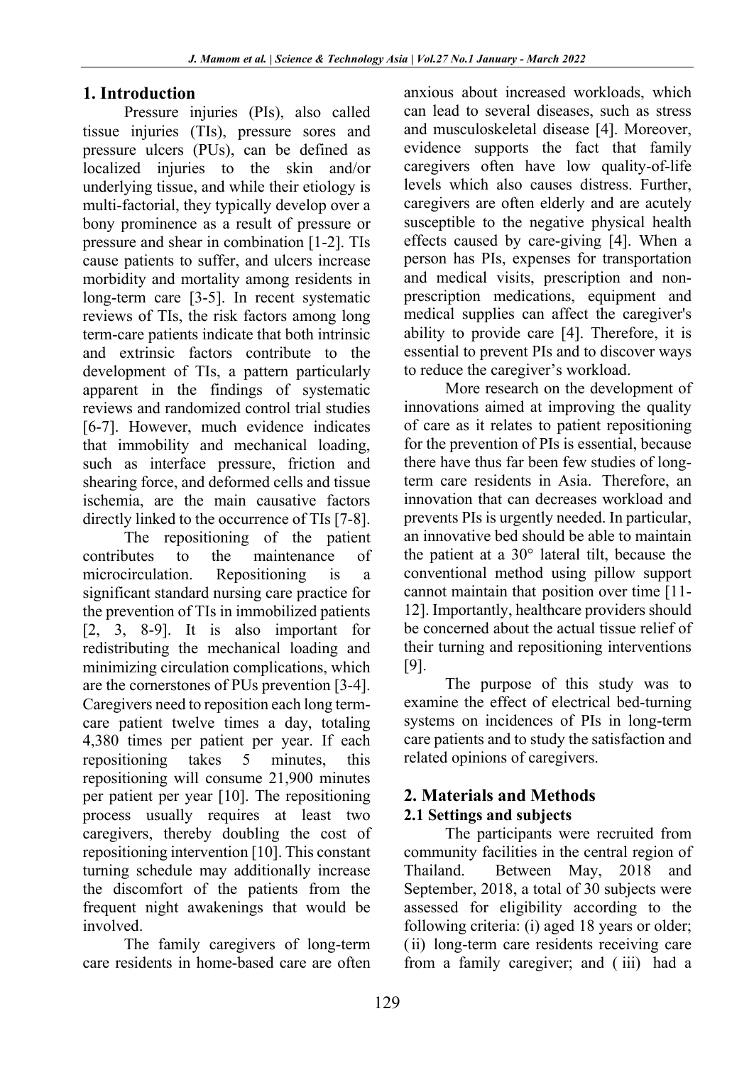## 1. Introduction

Pressure injuries (PIs), also called tissue injuries (TIs), pressure sores and pressure ulcers (PUs), can be defined as localized injuries to the skin and/or underlying tissue, and while their etiology is multi-factorial, they typically develop over a bony prominence as a result of pressure or pressure and shear in combination [1-2]. TIs cause patients to suffer, and ulcers increase morbidity and mortality among residents in long-term care [3-5]. In recent systematic reviews of TIs, the risk factors among long term-care patients indicate that both intrinsic and extrinsic factors contribute to the development of TIs, a pattern particularly apparent in the findings of systematic reviews and randomized control trial studies [6-7]. However, much evidence indicates that immobility and mechanical loading, such as interface pressure, friction and shearing force, and deformed cells and tissue ischemia, are the main causative factors directly linked to the occurrence of TIs [7-8].

The repositioning of the patient contributes to the maintenance of microcirculation. Repositioning is a significant standard nursing care practice for the prevention of TIs in immobilized patients [2, 3, 8-9]. It is also important for redistributing the mechanical loading and minimizing circulation complications, which are the cornerstones of PUs prevention [3-4]. Caregivers need to reposition each long term-care patient twelve times a day, totaling 4,380 times per patient per year. If each repositioning takes 5 minutes, this repositioning will consume 21,900 minutes per patient per year [10]. The repositioning process usually requires at least two caregivers, thereby doubling the cost of repositioning intervention [10]. This constant turning schedule may additionally increase the discomfort of the patients from the frequent night awakenings that would be involved.

The family caregivers of long-term care residents in home-based care are often anxious about increased workloads, which can lead to several diseases, such as stress and musculoskeletal disease [4]. Moreover, evidence supports the fact that family caregivers often have low quality-of-life levels which also causes distress. Further, caregivers are often elderly and are acutely susceptible to the negative physical health effects caused by care-giving [4]. When a person has PIs, expenses for transportation and medical visits, prescription and non-prescription medications, equipment and medical supplies can affect the caregiver's ability to provide care [4]. Therefore, it is essential to prevent PIs and to discover ways to reduce the caregiver's workload.

More research on the development of innovations aimed at improving the quality of care as it relates to patient repositioning for the prevention of PIs is essential, because there have thus far been few studies of long-term care residents in Asia. Therefore, an innovation that can decreases workload and prevents PIs is urgently needed. In particular, an innovative bed should be able to maintain the patient at a 30° lateral tilt, because the conventional method using pillow support cannot maintain that position over time [11-12]. Importantly, healthcare providers should be concerned about the actual tissue relief of their turning and repositioning interventions [9].

The purpose of this study was to examine the effect of electrical bed-turning systems on incidences of PIs in long-term care patients and to study the satisfaction and related opinions of caregivers.

## 2. Materials and Methods

### 2.1 Settings and subjects

The participants were recruited from community facilities in the central region of Thailand. Between May, 2018 and September, 2018, a total of 30 subjects were assessed for eligibility according to the following criteria: (i) aged 18 years or older; (ii) long-term care residents receiving care from a family caregiver; and (iii) had a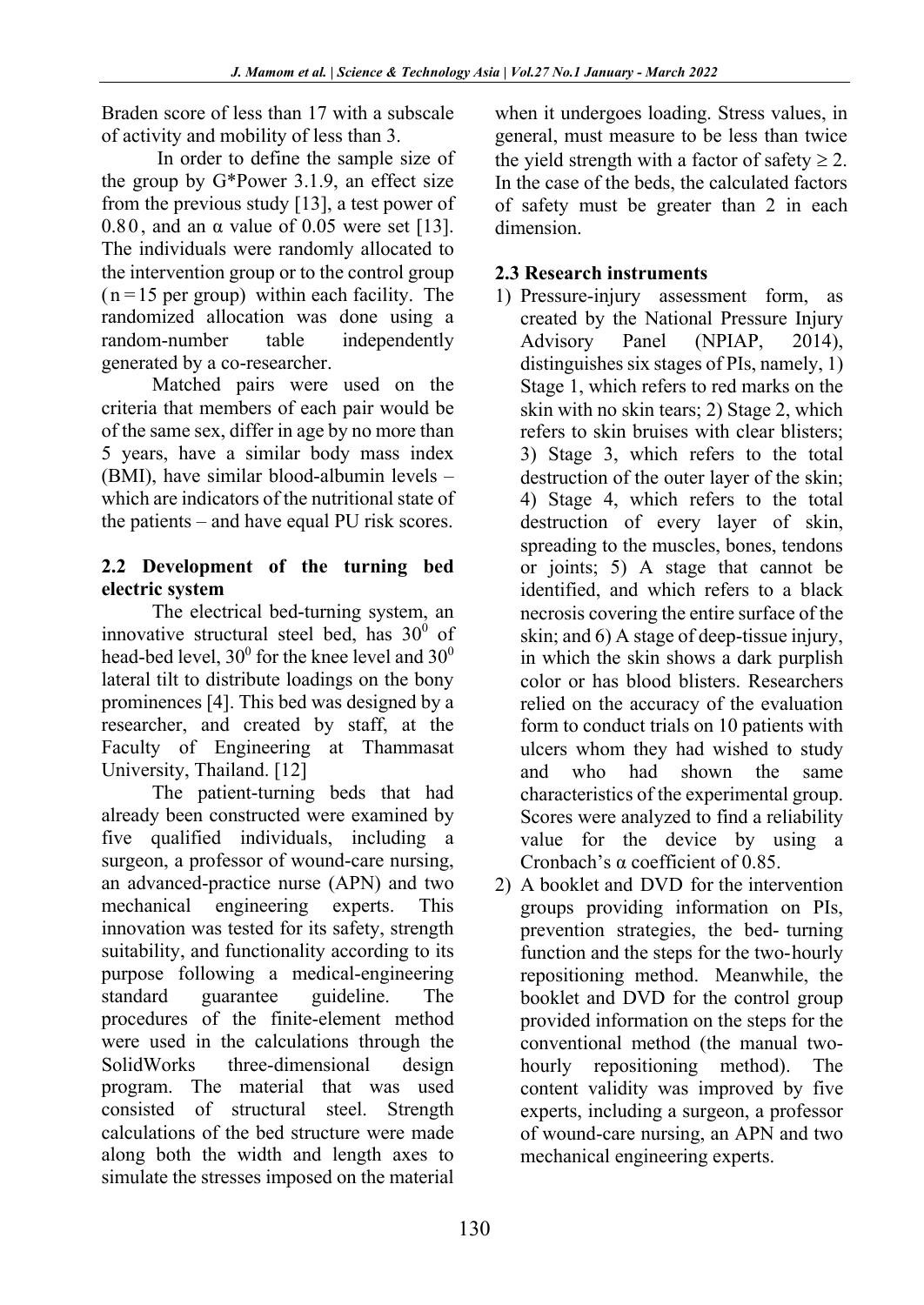Braden score of less than 17 with a subscale of activity and mobility of less than 3.

In order to define the sample size of the group by G*Power 3.1.9, an effect size from the previous study [13], a test power of 0.80, and an α value of 0.05 were set [13]. The individuals were randomly allocated to the intervention group or to the control group (n = 15 per group) within each facility. The randomized allocation was done using a random-number table independently generated by a co-researcher.

Matched pairs were used on the criteria that members of each pair would be of the same sex, differ in age by no more than 5 years, have a similar body mass index (BMI), have similar blood-albumin levels – which are indicators of the nutritional state of the patients – and have equal PU risk scores.

### 2.2 Development of the turning bed electric system

The electrical bed-turning system, an innovative structural steel bed, has $30^0$ of head-bed level, $30^0$ for the knee level and $30^0$ lateral tilt to distribute loadings on the bony prominences [4]. This bed was designed by a researcher, and created by staff, at the Faculty of Engineering at Thammasat University, Thailand. [12]

The patient-turning beds that had already been constructed were examined by five qualified individuals, including a surgeon, a professor of wound-care nursing, an advanced-practice nurse (APN) and two mechanical engineering experts. This innovation was tested for its safety, strength suitability, and functionality according to its purpose following a medical-engineering standard guarantee guideline. The procedures of the finite-element method were used in the calculations through the SolidWorks three-dimensional design program. The material that was used consisted of structural steel. Strength calculations of the bed structure were made along both the width and length axes to simulate the stresses imposed on the material when it undergoes loading. Stress values, in general, must measure to be less than twice the yield strength with a factor of safety $\geq 2$. In the case of the beds, the calculated factors of safety must be greater than 2 in each dimension.

### 2.3 Research instruments

1) Pressure-injury assessment form, as created by the National Pressure Injury Advisory Panel (NPIAP, 2014), distinguishes six stages of PIs, namely, 1) Stage 1, which refers to red marks on the skin with no skin tears; 2) Stage 2, which refers to skin bruises with clear blisters; 3) Stage 3, which refers to the total destruction of the outer layer of the skin; 4) Stage 4, which refers to the total destruction of every layer of skin, spreading to the muscles, bones, tendons or joints; 5) A stage that cannot be identified, and which refers to a black necrosis covering the entire surface of the skin; and 6) A stage of deep-tissue injury, in which the skin shows a dark purplish color or has blood blisters. Researchers relied on the accuracy of the evaluation form to conduct trials on 10 patients with ulcers whom they had wished to study and who had shown the same characteristics of the experimental group. Scores were analyzed to find a reliability value for the device by using a Cronbach's α coefficient of 0.85.
2) A booklet and DVD for the intervention groups providing information on PIs, prevention strategies, the bed- turning function and the steps for the two-hourly repositioning method. Meanwhile, the booklet and DVD for the control group provided information on the steps for the conventional method (the manual two-hourly repositioning method). The content validity was improved by five experts, including a surgeon, a professor of wound-care nursing, an APN and two mechanical engineering experts.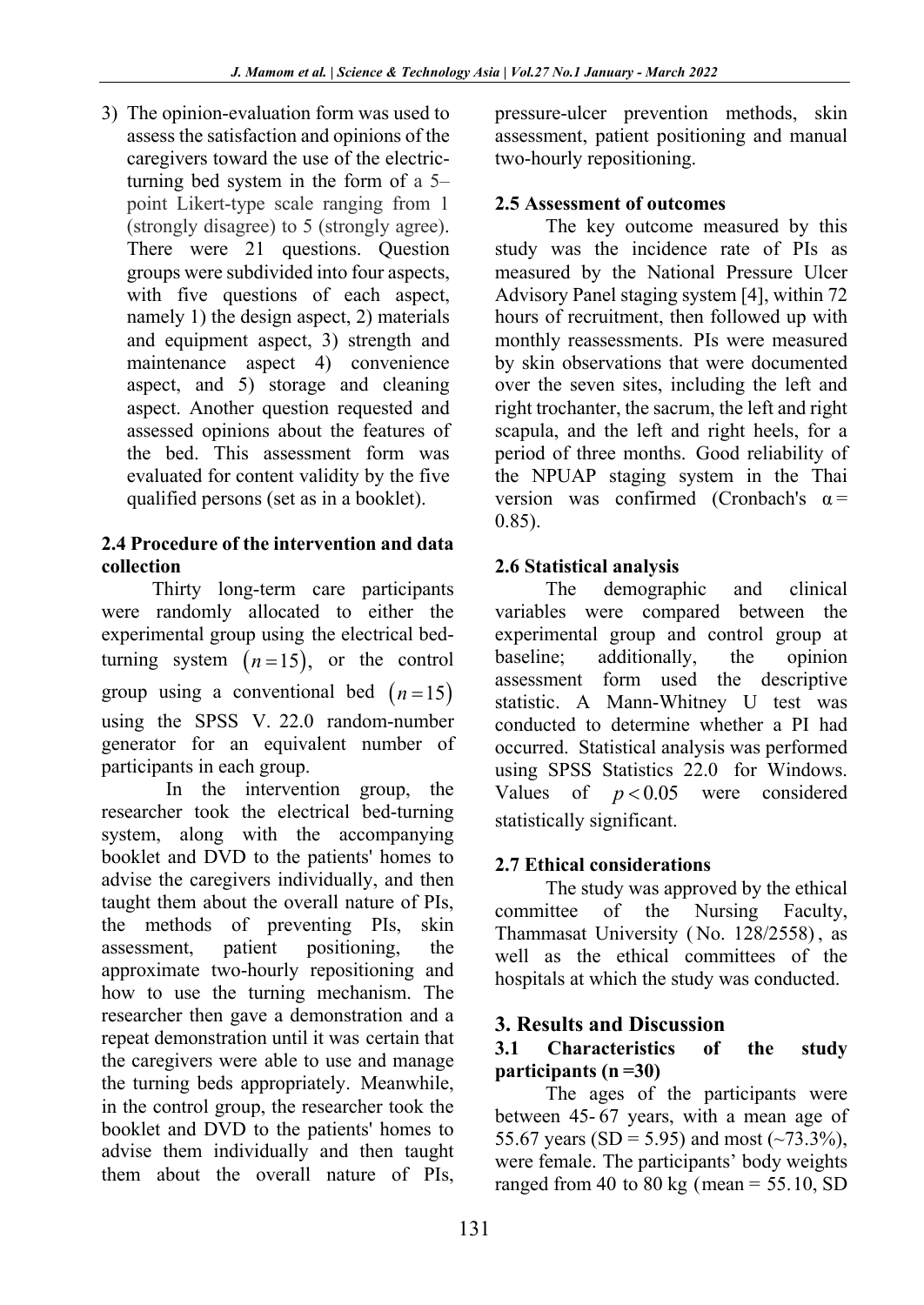3) The opinion-evaluation form was used to assess the satisfaction and opinions of the caregivers toward the use of the electric-turning bed system in the form of a 5–point Likert-type scale ranging from 1 (strongly disagree) to 5 (strongly agree). There were 21 questions. Question groups were subdivided into four aspects, with five questions of each aspect, namely 1) the design aspect, 2) materials and equipment aspect, 3) strength and maintenance aspect 4) convenience aspect, and 5) storage and cleaning aspect. Another question requested and assessed opinions about the features of the bed. This assessment form was evaluated for content validity by the five qualified persons (set as in a booklet).

### 2.4 Procedure of the intervention and data collection

Thirty long-term care participants were randomly allocated to either the experimental group using the electrical bed-turning system $(n = 15)$, or the control group using a conventional bed $(n = 15)$ using the SPSS V. 22.0 random-number generator for an equivalent number of participants in each group.

In the intervention group, the researcher took the electrical bed-turning system, along with the accompanying booklet and DVD to the patients' homes to advise the caregivers individually, and then taught them about the overall nature of PIs, the methods of preventing PIs, skin assessment, patient positioning, the approximate two-hourly repositioning and how to use the turning mechanism. The researcher then gave a demonstration and a repeat demonstration until it was certain that the caregivers were able to use and manage the turning beds appropriately. Meanwhile, in the control group, the researcher took the booklet and DVD to the patients' homes to advise them individually and then taught them about the overall nature of PIs, pressure-ulcer prevention methods, skin assessment, patient positioning and manual two-hourly repositioning.

### 2.5 Assessment of outcomes

The key outcome measured by this study was the incidence rate of PIs as measured by the National Pressure Ulcer Advisory Panel staging system [4], within 72 hours of recruitment, then followed up with monthly reassessments. PIs were measured by skin observations that were documented over the seven sites, including the left and right trochanter, the sacrum, the left and right scapula, and the left and right heels, for a period of three months. Good reliability of the NPUAP staging system in the Thai version was confirmed (Cronbach's $\alpha = 0.85$).

### 2.6 Statistical analysis

The demographic and clinical variables were compared between the experimental group and control group at baseline; additionally, the opinion assessment form used the descriptive statistic. A Mann-Whitney U test was conducted to determine whether a PI had occurred. Statistical analysis was performed using SPSS Statistics 22.0 for Windows. Values of $p < 0.05$ were considered statistically significant.

### 2.7 Ethical considerations

The study was approved by the ethical committee of the Nursing Faculty, Thammasat University (No. 128/2558), as well as the ethical committees of the hospitals at which the study was conducted.

## 3. Results and Discussion

### 3.1 Characteristics of the study participants (n =30)

The ages of the participants were between 45-67 years, with a mean age of 55.67 years (SD = 5.95) and most (~73.3%), were female. The participants' body weights ranged from 40 to 80 kg (mean = 55.10, SD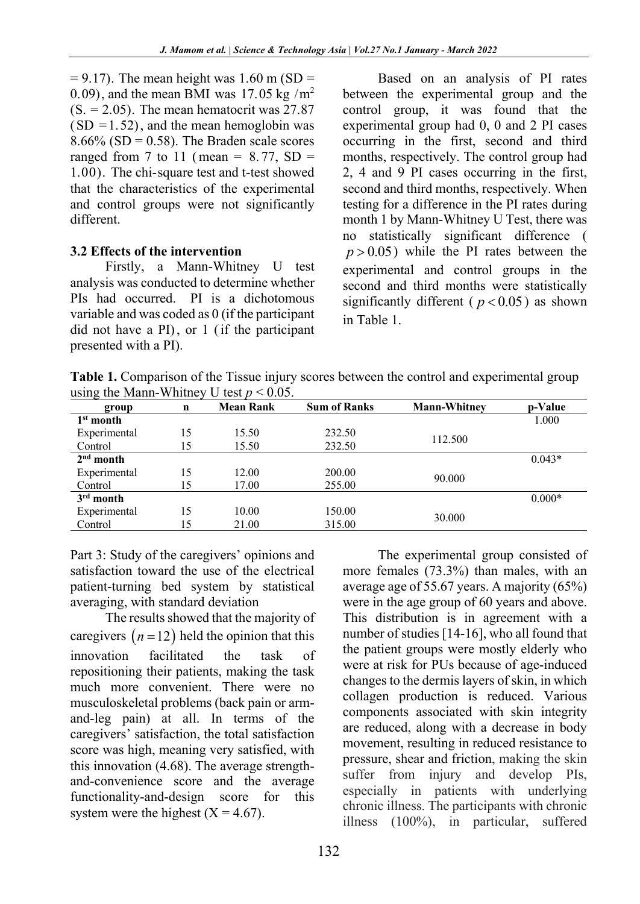= 9.17). The mean height was 1.60 m (SD = 0.09), and the mean BMI was 17.05 kg /m$^2$ (S. = 2.05). The mean hematocrit was 27.87 (SD =1.52), and the mean hemoglobin was 8.66% (SD = 0.58). The Braden scale scores ranged from 7 to 11 (mean = 8.77, SD = 1.00). The chi-square test and t-test showed that the characteristics of the experimental and control groups were not significantly different.

### 3.2 Effects of the intervention

Firstly, a Mann-Whitney U test analysis was conducted to determine whether PIs had occurred. PI is a dichotomous variable and was coded as 0 (if the participant did not have a PI), or 1 (if the participant presented with a PI).

Based on an analysis of PI rates between the experimental group and the control group, it was found that the experimental group had 0, 0 and 2 PI cases occurring in the first, second and third months, respectively. The control group had 2, 4 and 9 PI cases occurring in the first, second and third months, respectively. When testing for a difference in the PI rates during month 1 by Mann-Whitney U Test, there was no statistically significant difference ( $p > 0.05$ ) while the PI rates between the experimental and control groups in the second and third months were statistically significantly different ( $p < 0.05$ ) as shown in Table 1.

**Table 1.** Comparison of the Tissue injury scores between the control and experimental group using the Mann-Whitney U test $p < 0.05$.

| group | n | Mean Rank | Sum of Ranks | Mann-Whitney | p-Value |
|---|---|---|---|---|---|
| **1st month** | | | | | 1.000 |
| Experimental | 15 | 15.50 | 232.50 | 112.500 | |
| Control | 15 | 15.50 | 232.50 | | |
| **2nd month** | | | | | 0.043* |
| Experimental | 15 | 12.00 | 200.00 | 90.000 | |
| Control | 15 | 17.00 | 255.00 | | |
| **3rd month** | | | | | 0.000* |
| Experimental | 15 | 10.00 | 150.00 | 30.000 | |
| Control | 15 | 21.00 | 315.00 | | |

Part 3: Study of the caregivers' opinions and satisfaction toward the use of the electrical patient-turning bed system by statistical averaging, with standard deviation

The results showed that the majority of caregivers $(n=12)$ held the opinion that this innovation facilitated the task of repositioning their patients, making the task much more convenient. There were no musculoskeletal problems (back pain or arm-and-leg pain) at all. In terms of the caregivers' satisfaction, the total satisfaction score was high, meaning very satisfied, with this innovation (4.68). The average strength-and-convenience score and the average functionality-and-design score for this system were the highest (X = 4.67).

The experimental group consisted of more females (73.3%) than males, with an average age of 55.67 years. A majority (65%) were in the age group of 60 years and above. This distribution is in agreement with a number of studies [14-16], who all found that the patient groups were mostly elderly who were at risk for PUs because of age-induced changes to the dermis layers of skin, in which collagen production is reduced. Various components associated with skin integrity are reduced, along with a decrease in body movement, resulting in reduced resistance to pressure, shear and friction, making the skin suffer from injury and develop PIs, especially in patients with underlying chronic illness. The participants with chronic illness (100%), in particular, suffered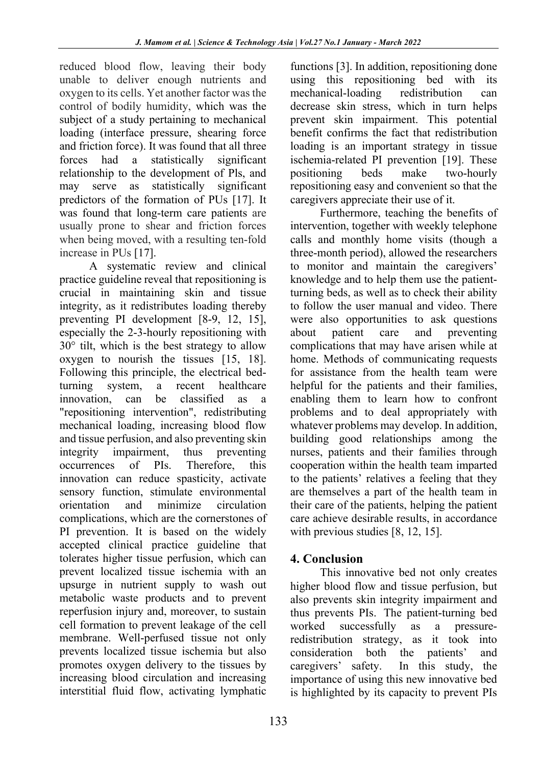reduced blood flow, leaving their body unable to deliver enough nutrients and oxygen to its cells. Yet another factor was the control of bodily humidity, which was the subject of a study pertaining to mechanical loading (interface pressure, shearing force and friction force). It was found that all three forces had a statistically significant relationship to the development of PIs, and may serve as statistically significant predictors of the formation of PUs [17]. It was found that long-term care patients are usually prone to shear and friction forces when being moved, with a resulting ten-fold increase in PUs [17].

A systematic review and clinical practice guideline reveal that repositioning is crucial in maintaining skin and tissue integrity, as it redistributes loading thereby preventing PI development [8-9, 12, 15], especially the 2-3-hourly repositioning with 30° tilt, which is the best strategy to allow oxygen to nourish the tissues [15, 18]. Following this principle, the electrical bed-turning system, a recent healthcare innovation, can be classified as a "repositioning intervention", redistributing mechanical loading, increasing blood flow and tissue perfusion, and also preventing skin integrity impairment, thus preventing occurrences of PIs. Therefore, this innovation can reduce spasticity, activate sensory function, stimulate environmental orientation and minimize circulation complications, which are the cornerstones of PI prevention. It is based on the widely accepted clinical practice guideline that tolerates higher tissue perfusion, which can prevent localized tissue ischemia with an upsurge in nutrient supply to wash out metabolic waste products and to prevent reperfusion injury and, moreover, to sustain cell formation to prevent leakage of the cell membrane. Well-perfused tissue not only prevents localized tissue ischemia but also promotes oxygen delivery to the tissues by increasing blood circulation and increasing interstitial fluid flow, activating lymphatic functions [3]. In addition, repositioning done using this repositioning bed with its mechanical-loading redistribution can decrease skin stress, which in turn helps prevent skin impairment. This potential benefit confirms the fact that redistribution loading is an important strategy in tissue ischemia-related PI prevention [19]. These positioning beds make two-hourly repositioning easy and convenient so that the caregivers appreciate their use of it.

Furthermore, teaching the benefits of intervention, together with weekly telephone calls and monthly home visits (though a three-month period), allowed the researchers to monitor and maintain the caregivers' knowledge and to help them use the patient-turning beds, as well as to check their ability to follow the user manual and video. There were also opportunities to ask questions about patient care and preventing complications that may have arisen while at home. Methods of communicating requests for assistance from the health team were helpful for the patients and their families, enabling them to learn how to confront problems and to deal appropriately with whatever problems may develop. In addition, building good relationships among the nurses, patients and their families through cooperation within the health team imparted to the patients' relatives a feeling that they are themselves a part of the health team in their care of the patients, helping the patient care achieve desirable results, in accordance with previous studies [8, 12, 15].

## 4. Conclusion

This innovative bed not only creates higher blood flow and tissue perfusion, but also prevents skin integrity impairment and thus prevents PIs. The patient-turning bed worked successfully as a pressure-redistribution strategy, as it took into consideration both the patients' and caregivers' safety. In this study, the importance of using this new innovative bed is highlighted by its capacity to prevent PIs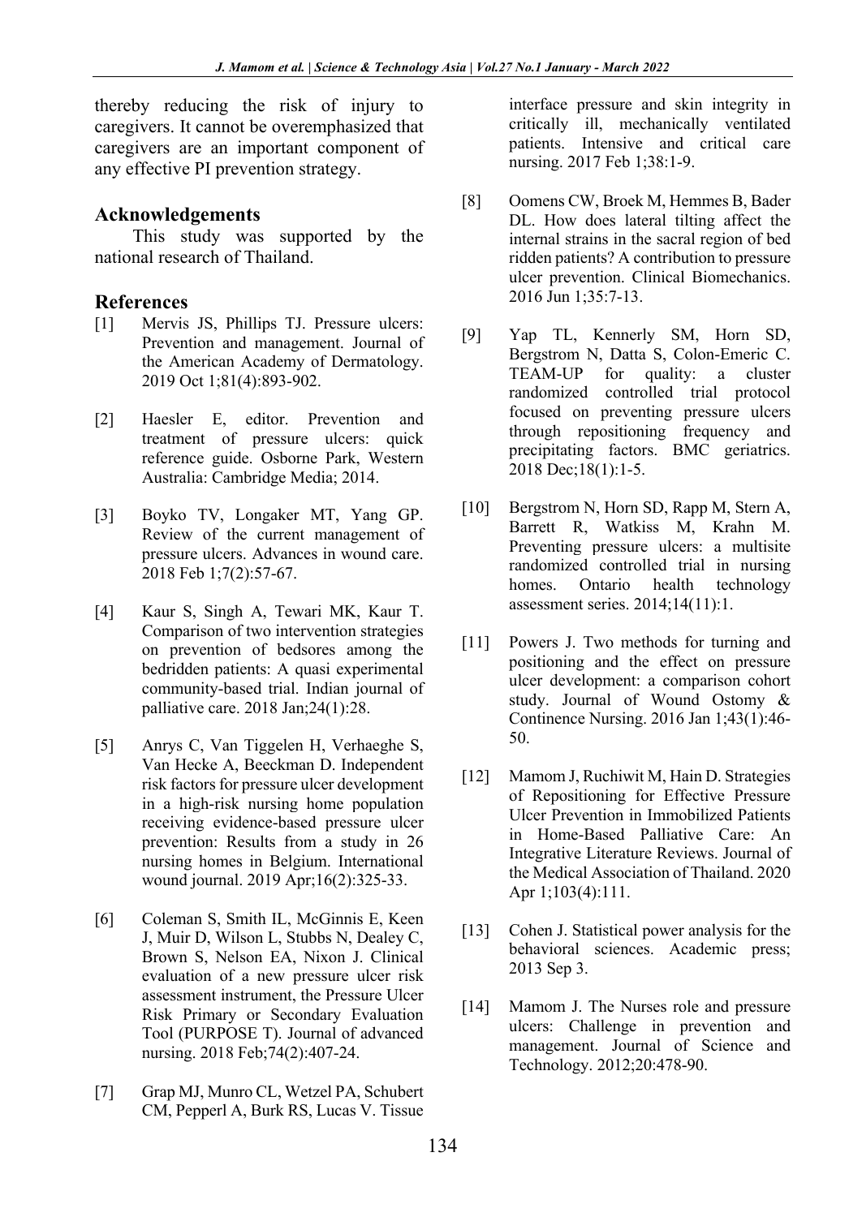thereby reducing the risk of injury to caregivers. It cannot be overemphasized that caregivers are an important component of any effective PI prevention strategy.

## Acknowledgements

This study was supported by the national research of Thailand.

## References

[1] Mervis JS, Phillips TJ. Pressure ulcers: Prevention and management. Journal of the American Academy of Dermatology. 2019 Oct 1;81(4):893-902.

[2] Haesler E, editor. Prevention and treatment of pressure ulcers: quick reference guide. Osborne Park, Western Australia: Cambridge Media; 2014.

[3] Boyko TV, Longaker MT, Yang GP. Review of the current management of pressure ulcers. Advances in wound care. 2018 Feb 1;7(2):57-67.

[4] Kaur S, Singh A, Tewari MK, Kaur T. Comparison of two intervention strategies on prevention of bedsores among the bedridden patients: A quasi experimental community-based trial. Indian journal of palliative care. 2018 Jan;24(1):28.

[5] Anrys C, Van Tiggelen H, Verhaeghe S, Van Hecke A, Beeckman D. Independent risk factors for pressure ulcer development in a high-risk nursing home population receiving evidence-based pressure ulcer prevention: Results from a study in 26 nursing homes in Belgium. International wound journal. 2019 Apr;16(2):325-33.

[6] Coleman S, Smith IL, McGinnis E, Keen J, Muir D, Wilson L, Stubbs N, Dealey C, Brown S, Nelson EA, Nixon J. Clinical evaluation of a new pressure ulcer risk assessment instrument, the Pressure Ulcer Risk Primary or Secondary Evaluation Tool (PURPOSE T). Journal of advanced nursing. 2018 Feb;74(2):407-24.

[7] Grap MJ, Munro CL, Wetzel PA, Schubert CM, Pepperl A, Burk RS, Lucas V. Tissue interface pressure and skin integrity in critically ill, mechanically ventilated patients. Intensive and critical care nursing. 2017 Feb 1;38:1-9.

[8] Oomens CW, Broek M, Hemmes B, Bader DL. How does lateral tilting affect the internal strains in the sacral region of bed ridden patients? A contribution to pressure ulcer prevention. Clinical Biomechanics. 2016 Jun 1;35:7-13.

[9] Yap TL, Kennerly SM, Horn SD, Bergstrom N, Datta S, Colon-Emeric C. TEAM-UP for quality: a cluster randomized controlled trial protocol focused on preventing pressure ulcers through repositioning frequency and precipitating factors. BMC geriatrics. 2018 Dec;18(1):1-5.

[10] Bergstrom N, Horn SD, Rapp M, Stern A, Barrett R, Watkiss M, Krahn M. Preventing pressure ulcers: a multisite randomized controlled trial in nursing homes. Ontario health technology assessment series. 2014;14(11):1.

[11] Powers J. Two methods for turning and positioning and the effect on pressure ulcer development: a comparison cohort study. Journal of Wound Ostomy & Continence Nursing. 2016 Jan 1;43(1):46-50.

[12] Mamom J, Ruchiwit M, Hain D. Strategies of Repositioning for Effective Pressure Ulcer Prevention in Immobilized Patients in Home-Based Palliative Care: An Integrative Literature Reviews. Journal of the Medical Association of Thailand. 2020 Apr 1;103(4):111.

[13] Cohen J. Statistical power analysis for the behavioral sciences. Academic press; 2013 Sep 3.

[14] Mamom J. The Nurses role and pressure ulcers: Challenge in prevention and management. Journal of Science and Technology. 2012;20:478-90.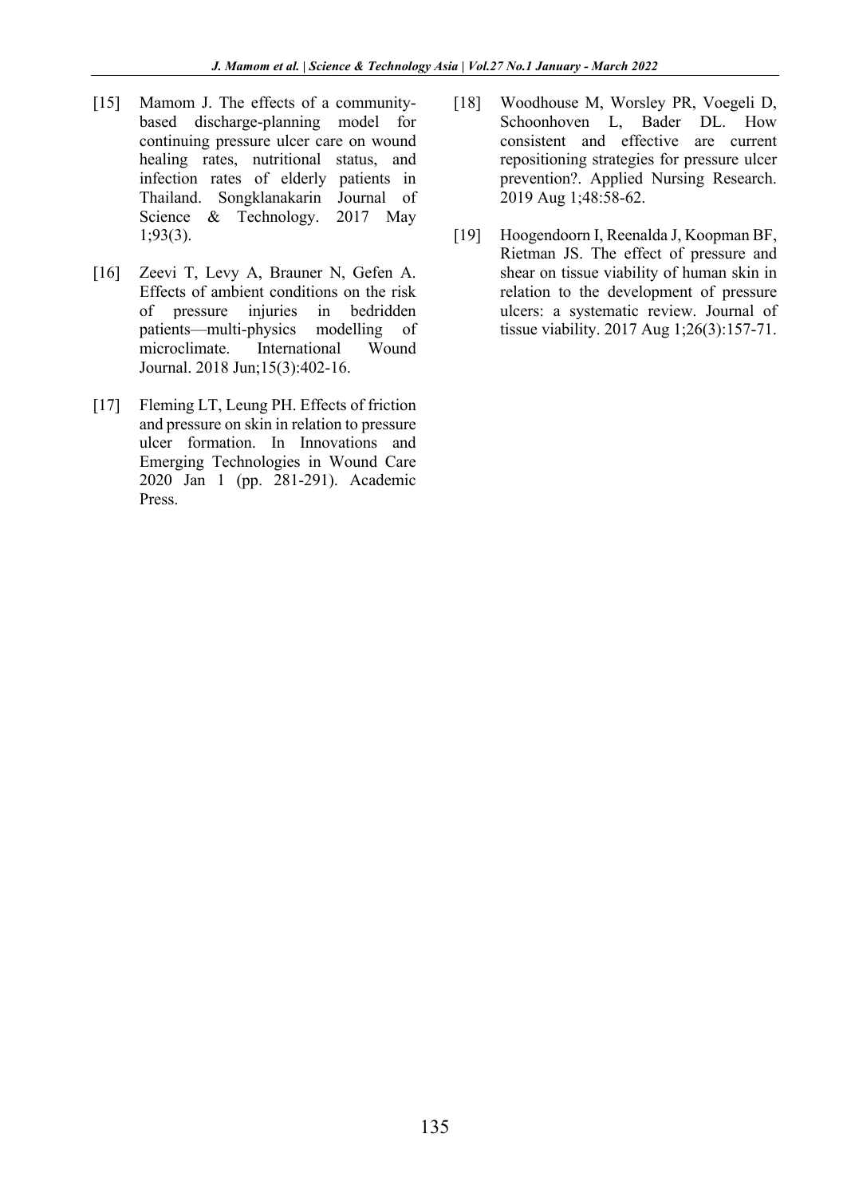[15] Mamom J. The effects of a community-based discharge-planning model for continuing pressure ulcer care on wound healing rates, nutritional status, and infection rates of elderly patients in Thailand. Songklanakarin Journal of Science & Technology. 2017 May 1;93(3).

[16] Zeevi T, Levy A, Brauner N, Gefen A. Effects of ambient conditions on the risk of pressure injuries in bedridden patients—multi-physics modelling of microclimate. International Wound Journal. 2018 Jun;15(3):402-16.

[17] Fleming LT, Leung PH. Effects of friction and pressure on skin in relation to pressure ulcer formation. In Innovations and Emerging Technologies in Wound Care 2020 Jan 1 (pp. 281-291). Academic Press.

[18] Woodhouse M, Worsley PR, Voegeli D, Schoonhoven L, Bader DL. How consistent and effective are current repositioning strategies for pressure ulcer prevention?. Applied Nursing Research. 2019 Aug 1;48:58-62.

[19] Hoogendoorn I, Reenalda J, Koopman BF, Rietman JS. The effect of pressure and shear on tissue viability of human skin in relation to the development of pressure ulcers: a systematic review. Journal of tissue viability. 2017 Aug 1;26(3):157-71.